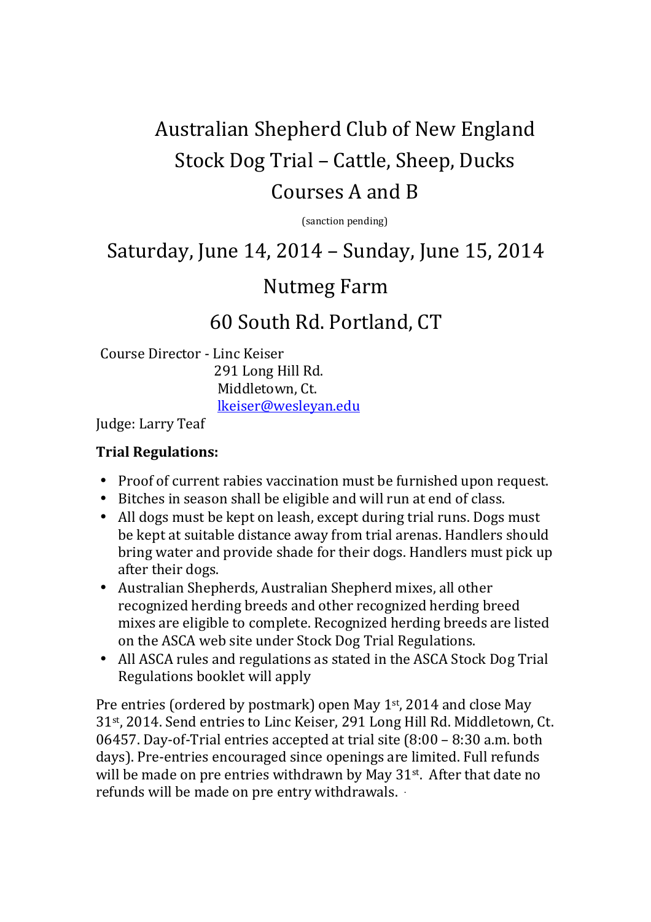# Australian Shepherd Club of New England
# Stock Dog Trial – Cattle, Sheep, Ducks
# Courses A and B

(sanction pending)

## Saturday, June 14, 2014 – Sunday, June 15, 2014

## Nutmeg Farm

## 60 South Rd. Portland, CT

Course Director - Linc Keiser
291 Long Hill Rd.
Middletown, Ct.
lkeiser@wesleyan.edu

Judge: Larry Teaf

**Trial Regulations:**

- Proof of current rabies vaccination must be furnished upon request.
- Bitches in season shall be eligible and will run at end of class.
- All dogs must be kept on leash, except during trial runs. Dogs must be kept at suitable distance away from trial arenas. Handlers should bring water and provide shade for their dogs. Handlers must pick up after their dogs.
- Australian Shepherds, Australian Shepherd mixes, all other recognized herding breeds and other recognized herding breed mixes are eligible to complete. Recognized herding breeds are listed on the ASCA web site under Stock Dog Trial Regulations.
- All ASCA rules and regulations as stated in the ASCA Stock Dog Trial Regulations booklet will apply

Pre entries (ordered by postmark) open May 1st, 2014 and close May 31st, 2014. Send entries to Linc Keiser, 291 Long Hill Rd. Middletown, Ct. 06457. Day-of-Trial entries accepted at trial site (8:00 – 8:30 a.m. both days). Pre-entries encouraged since openings are limited. Full refunds will be made on pre entries withdrawn by May 31st. After that date no refunds will be made on pre entry withdrawals.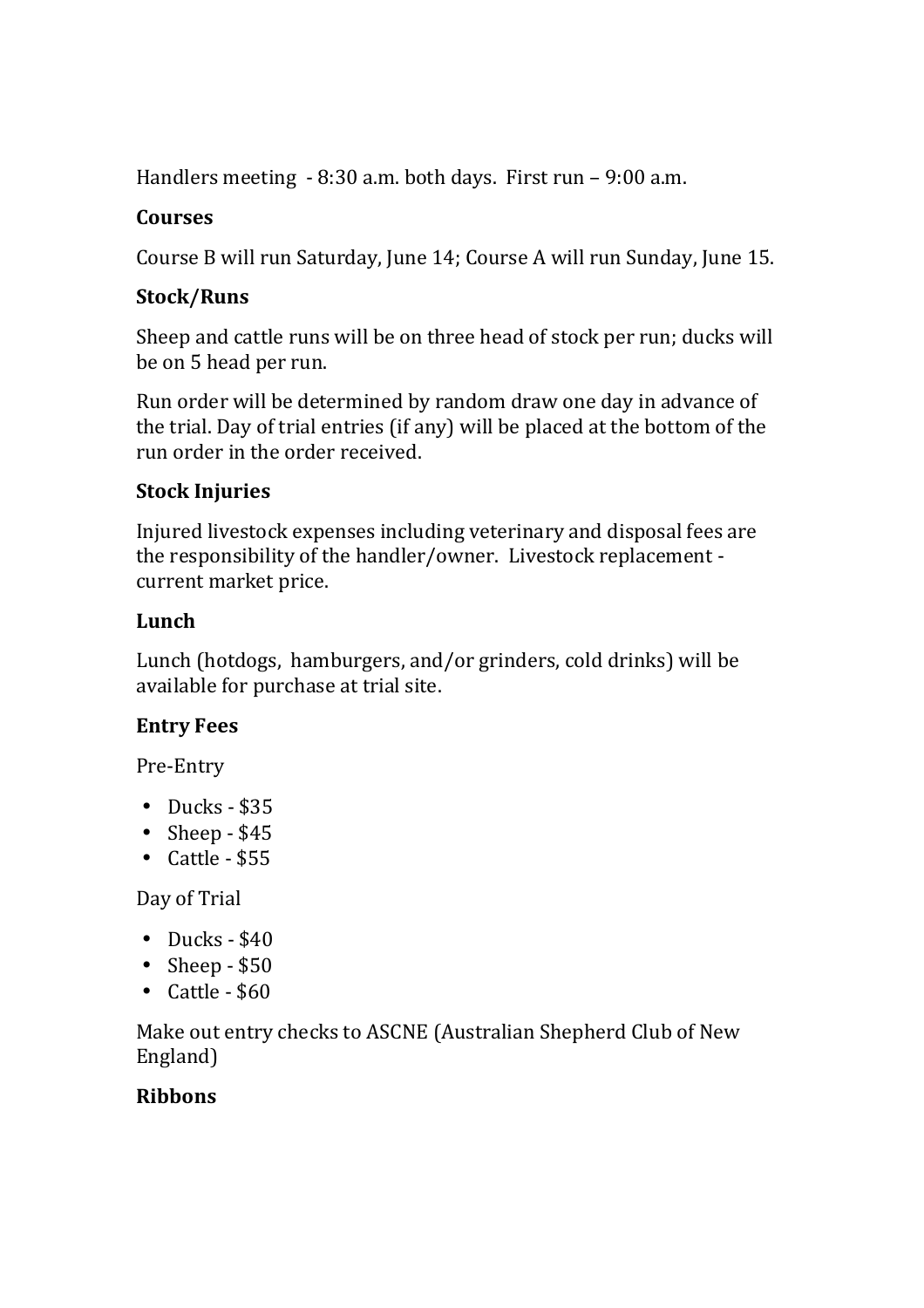Handlers meeting - 8:30 a.m. both days. First run – 9:00 a.m.

**Courses**

Course B will run Saturday, June 14; Course A will run Sunday, June 15.

**Stock/Runs**

Sheep and cattle runs will be on three head of stock per run; ducks will be on 5 head per run.

Run order will be determined by random draw one day in advance of the trial. Day of trial entries (if any) will be placed at the bottom of the run order in the order received.

**Stock Injuries**

Injured livestock expenses including veterinary and disposal fees are the responsibility of the handler/owner. Livestock replacement - current market price.

**Lunch**

Lunch (hotdogs, hamburgers, and/or grinders, cold drinks) will be available for purchase at trial site.

**Entry Fees**

Pre-Entry

- Ducks - $35
- Sheep - $45
- Cattle - $55

Day of Trial

- Ducks - $40
- Sheep - $50
- Cattle - $60

Make out entry checks to ASCNE (Australian Shepherd Club of New England)

**Ribbons**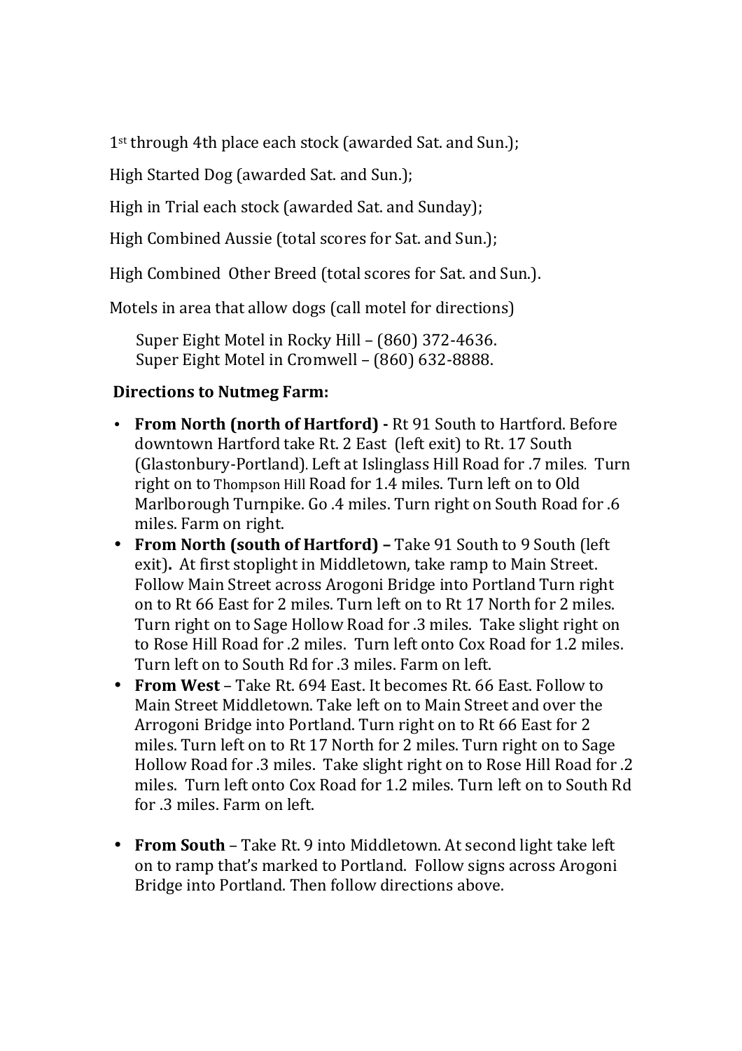1st through 4th place each stock (awarded Sat. and Sun.);

High Started Dog (awarded Sat. and Sun.);

High in Trial each stock (awarded Sat. and Sunday);

High Combined Aussie (total scores for Sat. and Sun.);

High Combined Other Breed (total scores for Sat. and Sun.).

Motels in area that allow dogs (call motel for directions)

Super Eight Motel in Rocky Hill – (860) 372-4636.
Super Eight Motel in Cromwell – (860) 632-8888.

**Directions to Nutmeg Farm:**

- **From North (north of Hartford) -** Rt 91 South to Hartford. Before downtown Hartford take Rt. 2 East (left exit) to Rt. 17 South (Glastonbury-Portland). Left at Islinglass Hill Road for .7 miles. Turn right on to Thompson Hill Road for 1.4 miles. Turn left on to Old Marlborough Turnpike. Go .4 miles. Turn right on South Road for .6 miles. Farm on right.
- **From North (south of Hartford) –** Take 91 South to 9 South (left exit). At first stoplight in Middletown, take ramp to Main Street. Follow Main Street across Arogoni Bridge into Portland Turn right on to Rt 66 East for 2 miles. Turn left on to Rt 17 North for 2 miles. Turn right on to Sage Hollow Road for .3 miles. Take slight right on to Rose Hill Road for .2 miles. Turn left onto Cox Road for 1.2 miles. Turn left on to South Rd for .3 miles. Farm on left.
- **From West** – Take Rt. 694 East. It becomes Rt. 66 East. Follow to Main Street Middletown. Take left on to Main Street and over the Arrogoni Bridge into Portland. Turn right on to Rt 66 East for 2 miles. Turn left on to Rt 17 North for 2 miles. Turn right on to Sage Hollow Road for .3 miles. Take slight right on to Rose Hill Road for .2 miles. Turn left onto Cox Road for 1.2 miles. Turn left on to South Rd for .3 miles. Farm on left.
- **From South** – Take Rt. 9 into Middletown. At second light take left on to ramp that's marked to Portland. Follow signs across Arogoni Bridge into Portland. Then follow directions above.